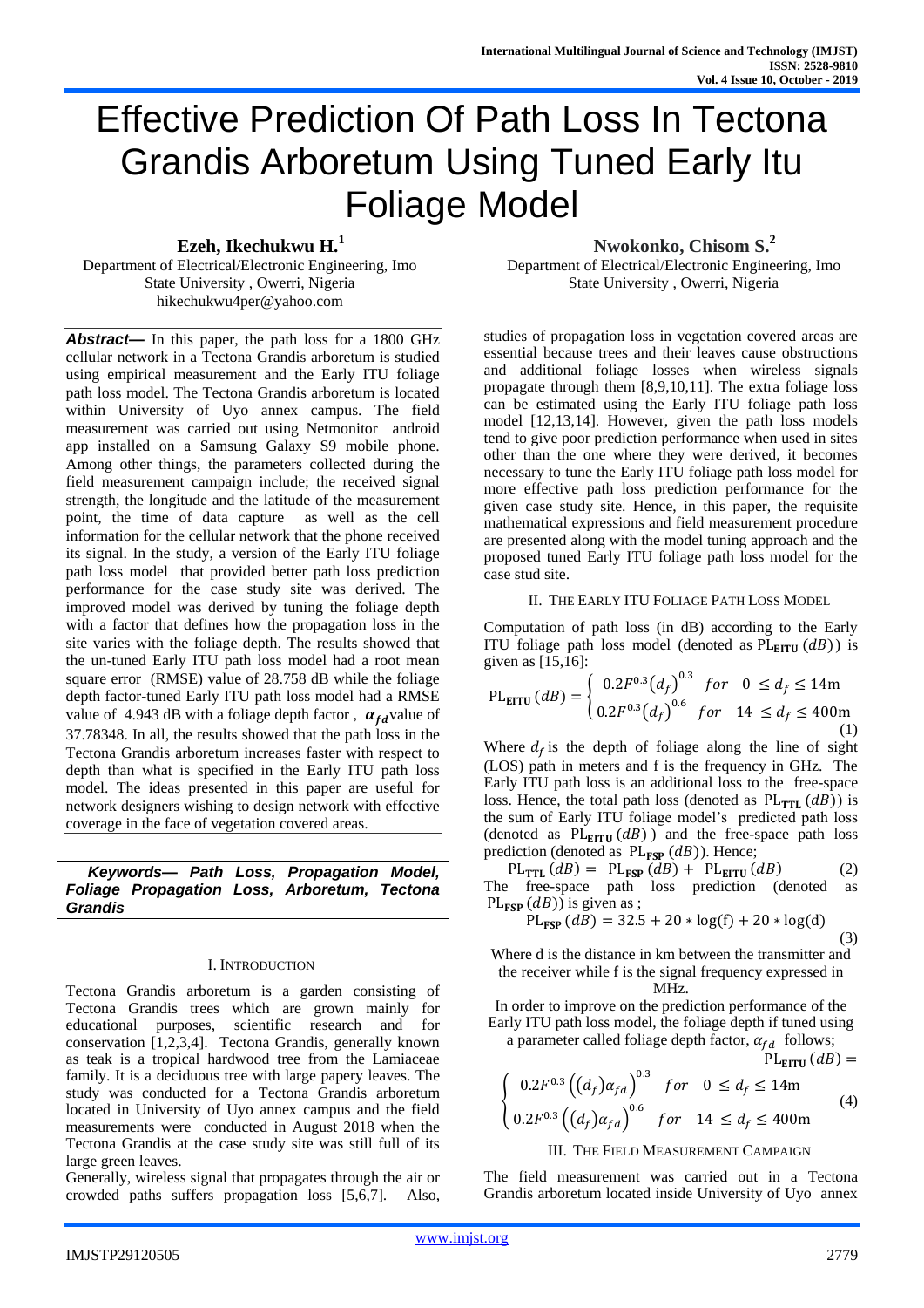# Effective Prediction Of Path Loss In Tectona Grandis Arboretum Using Tuned Early Itu Foliage Model

**Ezeh, Ikechukwu H.**[1]
Department of Electrical/Electronic Engineering, Imo State University , Owerri, Nigeria
hikechukwu4per@yahoo.com

**Nwokonko, Chisom S.**[2]
Department of Electrical/Electronic Engineering, Imo State University , Owerri, Nigeria

***Abstract—*** In this paper, the path loss for a 1800 GHz cellular network in a Tectona Grandis arboretum is studied using empirical measurement and the Early ITU foliage path loss model. The Tectona Grandis arboretum is located within University of Uyo annex campus. The field measurement was carried out using Netmonitor android app installed on a Samsung Galaxy S9 mobile phone. Among other things, the parameters collected during the field measurement campaign include; the received signal strength, the longitude and the latitude of the measurement point, the time of data capture as well as the cell information for the cellular network that the phone received its signal. In the study, a version of the Early ITU foliage path loss model that provided better path loss prediction performance for the case study site was derived. The improved model was derived by tuning the foliage depth with a factor that defines how the propagation loss in the site varies with the foliage depth. The results showed that the un-tuned Early ITU path loss model had a root mean square error (RMSE) value of 28.758 dB while the foliage depth factor-tuned Early ITU path loss model had a RMSE value of 4.943 dB with a foliage depth factor , $\alpha_{fd}$ value of 37.78348. In all, the results showed that the path loss in the Tectona Grandis arboretum increases faster with respect to depth than what is specified in the Early ITU path loss model. The ideas presented in this paper are useful for network designers wishing to design network with effective coverage in the face of vegetation covered areas.

***Keywords— Path Loss, Propagation Model, Foliage Propagation Loss, Arboretum, Tectona Grandis***

## I. INTRODUCTION

Tectona Grandis arboretum is a garden consisting of Tectona Grandis trees which are grown mainly for educational purposes, scientific research and for conservation [1,2,3,4]. Tectona Grandis, generally known as teak is a tropical hardwood tree from the Lamiaceae family. It is a deciduous tree with large papery leaves. The study was conducted for a Tectona Grandis arboretum located in University of Uyo annex campus and the field measurements were conducted in August 2018 when the Tectona Grandis at the case study site was still full of its large green leaves.

Generally, wireless signal that propagates through the air or crowded paths suffers propagation loss [5,6,7]. Also, studies of propagation loss in vegetation covered areas are essential because trees and their leaves cause obstructions and additional foliage losses when wireless signals propagate through them [8,9,10,11]. The extra foliage loss can be estimated using the Early ITU foliage path loss model [12,13,14]. However, given the path loss models tend to give poor prediction performance when used in sites other than the one where they were derived, it becomes necessary to tune the Early ITU foliage path loss model for more effective path loss prediction performance for the given case study site. Hence, in this paper, the requisite mathematical expressions and field measurement procedure are presented along with the model tuning approach and the proposed tuned Early ITU foliage path loss model for the case stud site.

## II. THE EARLY ITU FOLIAGE PATH LOSS MODEL

Computation of path loss (in dB) according to the Early ITU foliage path loss model (denoted as $\mathrm{PL_{EITU}}\,(dB)$) is given as [15,16]:

$$\mathrm{PL_{EITU}}\,(dB) = \begin{cases} 0.2F^{0.3}\left(d_f\right)^{0.3} & for \quad 0 \le d_f \le 14\mathrm{m} \\ 0.2F^{0.3}\left(d_f\right)^{0.6} & for \quad 14 \le d_f \le 400\mathrm{m} \end{cases} \tag{1}$$

Where $d_f$ is the depth of foliage along the line of sight (LOS) path in meters and f is the frequency in GHz. The Early ITU path loss is an additional loss to the free-space loss. Hence, the total path loss (denoted as $\mathrm{PL_{TTL}}\,(dB)$) is the sum of Early ITU foliage model's predicted path loss (denoted as $\mathrm{PL_{EITU}}\,(dB)$) and the free-space path loss prediction (denoted as $\mathrm{PL_{FSP}}\,(dB)$). Hence;

$$\mathrm{PL_{TTL}}\,(dB) = \mathrm{PL_{FSP}}\,(dB) + \mathrm{PL_{EITU}}\,(dB) \tag{2}$$

The free-space path loss prediction (denoted as $\mathrm{PL_{FSP}}\,(dB)$) is given as ;

$$\mathrm{PL_{FSP}}\,(dB) = 32.5 + 20 * \log(\mathrm{f}) + 20 * \log(\mathrm{d}) \tag{3}$$

Where d is the distance in km between the transmitter and the receiver while f is the signal frequency expressed in MHz.

In order to improve on the prediction performance of the Early ITU path loss model, the foliage depth if tuned using a parameter called foliage depth factor, $\alpha_{fd}$ follows;

$$\mathrm{PL_{EITU}}\,(dB) = \begin{cases} 0.2F^{0.3}\left(\left(d_f\right)\alpha_{fd}\right)^{0.3} & for \quad 0 \le d_f \le 14\mathrm{m} \\ 0.2F^{0.3}\left(\left(d_f\right)\alpha_{fd}\right)^{0.6} & for \quad 14 \le d_f \le 400\mathrm{m} \end{cases} \tag{4}$$

## III. THE FIELD MEASUREMENT CAMPAIGN

The field measurement was carried out in a Tectona Grandis arboretum located inside University of Uyo annex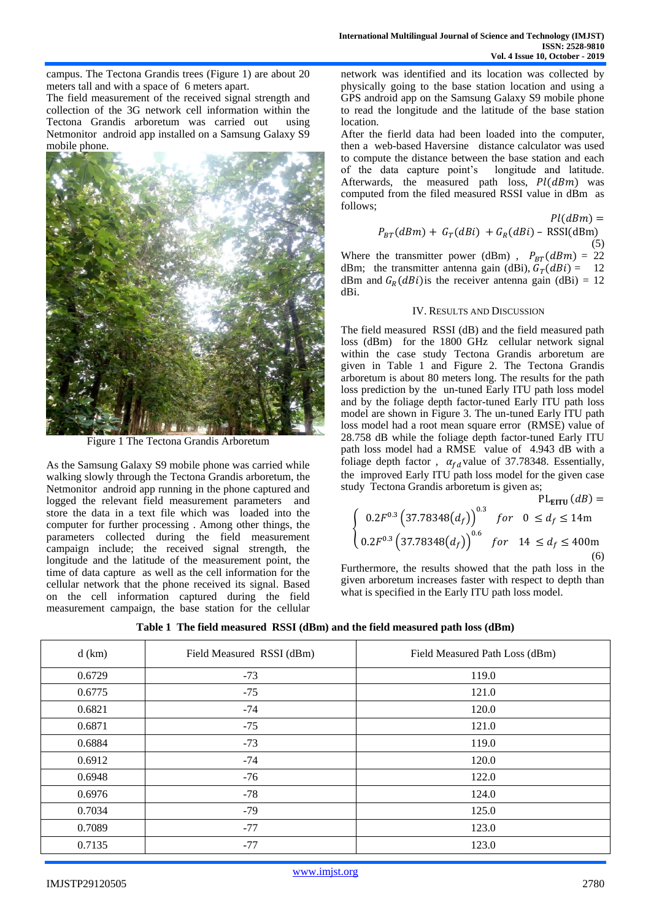campus. The Tectona Grandis trees (Figure 1) are about 20 meters tall and with a space of 6 meters apart.

The field measurement of the received signal strength and collection of the 3G network cell information within the Tectona Grandis arboretum was carried out using Netmonitor android app installed on a Samsung Galaxy S9 mobile phone.

Figure 1 The Tectona Grandis Arboretum

As the Samsung Galaxy S9 mobile phone was carried while walking slowly through the Tectona Grandis arboretum, the Netmonitor android app running in the phone captured and logged the relevant field measurement parameters and store the data in a text file which was loaded into the computer for further processing . Among other things, the parameters collected during the field measurement campaign include; the received signal strength, the longitude and the latitude of the measurement point, the time of data capture as well as the cell information for the cellular network that the phone received its signal. Based on the cell information captured during the field measurement campaign, the base station for the cellular network was identified and its location was collected by physically going to the base station location and using a GPS android app on the Samsung Galaxy S9 mobile phone to read the longitude and the latitude of the base station location.

After the fierld data had been loaded into the computer, then a web-based Haversine distance calculator was used to compute the distance between the base station and each of the data capture point's longitude and latitude. Afterwards, the measured path loss, $Pl(dBm)$ was computed from the filed measured RSSI value in dBm as follows;

$$Pl(dBm) = P_{BT}(dBm) + G_T(dBi) + G_R(dBi) - \text{RSSI(dBm)} \quad (5)$$

Where the transmitter power (dBm) , $P_{BT}(dBm)$ = 22 dBm; the transmitter antenna gain (dBi), $G_T(dBi)$ = 12 dBm and $G_R(dBi)$ is the receiver antenna gain (dBi) = 12 dBi.

## IV. Results and Discussion

The field measured RSSI (dB) and the field measured path loss (dBm) for the 1800 GHz cellular network signal within the case study Tectona Grandis arboretum are given in Table 1 and Figure 2. The Tectona Grandis arboretum is about 80 meters long. The results for the path loss prediction by the un-tuned Early ITU path loss model and by the foliage depth factor-tuned Early ITU path loss model are shown in Figure 3. The un-tuned Early ITU path loss model had a root mean square error (RMSE) value of 28.758 dB while the foliage depth factor-tuned Early ITU path loss model had a RMSE value of 4.943 dB with a foliage depth factor , $\alpha_{fd}$ value of 37.78348. Essentially, the improved Early ITU path loss model for the given case study Tectona Grandis arboretum is given as;

$$\text{PL}_{\text{EITU}}(dB) = \begin{cases} 0.2F^{0.3}\left(37.78348(d_f)\right)^{0.3} & for \quad 0 \le d_f \le 14\text{m} \\ 0.2F^{0.3}\left(37.78348(d_f)\right)^{0.6} & for \quad 14 \le d_f \le 400\text{m} \end{cases} \quad (6)$$

Furthermore, the results showed that the path loss in the given arboretum increases faster with respect to depth than what is specified in the Early ITU path loss model.

**Table 1 The field measured RSSI (dBm) and the field measured path loss (dBm)**

| d (km) | Field Measured RSSI (dBm) | Field Measured Path Loss (dBm) |
|---|---|---|
| 0.6729 | -73 | 119.0 |
| 0.6775 | -75 | 121.0 |
| 0.6821 | -74 | 120.0 |
| 0.6871 | -75 | 121.0 |
| 0.6884 | -73 | 119.0 |
| 0.6912 | -74 | 120.0 |
| 0.6948 | -76 | 122.0 |
| 0.6976 | -78 | 124.0 |
| 0.7034 | -79 | 125.0 |
| 0.7089 | -77 | 123.0 |
| 0.7135 | -77 | 123.0 |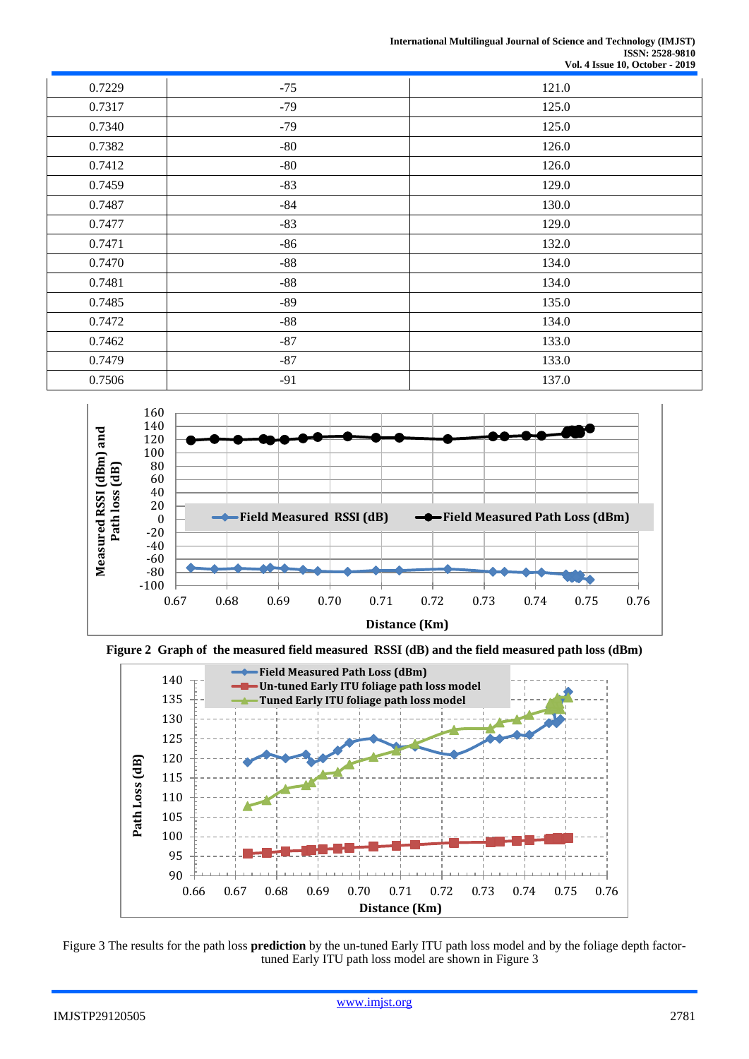| | | |
|---|---|---|
| 0.7229 | -75 | 121.0 |
| 0.7317 | -79 | 125.0 |
| 0.7340 | -79 | 125.0 |
| 0.7382 | -80 | 126.0 |
| 0.7412 | -80 | 126.0 |
| 0.7459 | -83 | 129.0 |
| 0.7487 | -84 | 130.0 |
| 0.7477 | -83 | 129.0 |
| 0.7471 | -86 | 132.0 |
| 0.7470 | -88 | 134.0 |
| 0.7481 | -88 | 134.0 |
| 0.7485 | -89 | 135.0 |
| 0.7472 | -88 | 134.0 |
| 0.7462 | -87 | 133.0 |
| 0.7479 | -87 | 133.0 |
| 0.7506 | -91 | 137.0 |

Measured RSSI (dBm) and Path loss (dB)

160
140
120
100
80
60
40
20
0
-20
-40
-60
-80
-100

0.67 0.68 0.69 0.70 0.71 0.72 0.73 0.74 0.75 0.76

Distance (Km)

Field Measured RSSI (dB)
Field Measured Path Loss (dBm)

**Figure 2 Graph of the measured field measured RSSI (dB) and the field measured path loss (dBm)**

Field Measured Path Loss (dBm)
Un-tuned Early ITU foliage path loss model
Tuned Early ITU foliage path loss model

Path Loss (dB)

140
135
130
125
120
115
110
105
100
95
90

0.66 0.67 0.68 0.69 0.70 0.71 0.72 0.73 0.74 0.75 0.76

Distance (Km)

Figure 3 The results for the path loss **prediction** by the un-tuned Early ITU path loss model and by the foliage depth factor-tuned Early ITU path loss model are shown in Figure 3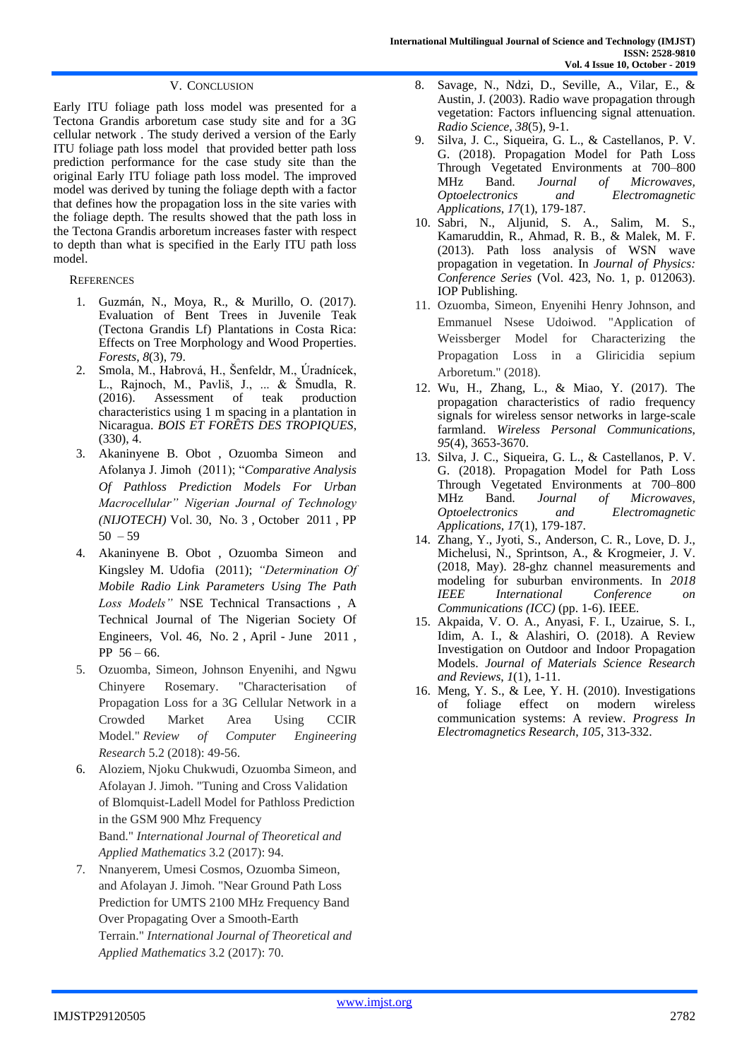## V. Conclusion

Early ITU foliage path loss model was presented for a Tectona Grandis arboretum case study site and for a 3G cellular network . The study derived a version of the Early ITU foliage path loss model that provided better path loss prediction performance for the case study site than the original Early ITU foliage path loss model. The improved model was derived by tuning the foliage depth with a factor that defines how the propagation loss in the site varies with the foliage depth. The results showed that the path loss in the Tectona Grandis arboretum increases faster with respect to depth than what is specified in the Early ITU path loss model.

## References

1. Guzmán, N., Moya, R., & Murillo, O. (2017). Evaluation of Bent Trees in Juvenile Teak (Tectona Grandis Lf) Plantations in Costa Rica: Effects on Tree Morphology and Wood Properties. *Forests*, *8*(3), 79.
2. Smola, M., Habrová, H., Šenfeldr, M., Úradnícek, L., Rajnoch, M., Pavliš, J., ... & Šmudla, R. (2016). Assessment of teak production characteristics using 1 m spacing in a plantation in Nicaragua. *BOIS ET FORÊTS DES TROPIQUES*, (330), 4.
3. Akaninyene B. Obot , Ozuomba Simeon and Afolanya J. Jimoh (2011); "*Comparative Analysis Of Pathloss Prediction Models For Urban Macrocellular" Nigerian Journal of Technology (NIJOTECH)* Vol. 30, No. 3 , October 2011 , PP 50 – 59
4. Akaninyene B. Obot , Ozuomba Simeon and Kingsley M. Udofia (2011); *"Determination Of Mobile Radio Link Parameters Using The Path Loss Models"* NSE Technical Transactions , A Technical Journal of The Nigerian Society Of Engineers, Vol. 46, No. 2 , April - June 2011 , PP 56 – 66.
5. Ozuomba, Simeon, Johnson Enyenihi, and Ngwu Chinyere Rosemary. "Characterisation of Propagation Loss for a 3G Cellular Network in a Crowded Market Area Using CCIR Model." *Review of Computer Engineering Research* 5.2 (2018): 49-56.
6. Aloziem, Njoku Chukwudi, Ozuomba Simeon, and Afolayan J. Jimoh. "Tuning and Cross Validation of Blomquist-Ladell Model for Pathloss Prediction in the GSM 900 Mhz Frequency Band." *International Journal of Theoretical and Applied Mathematics* 3.2 (2017): 94.
7. Nnanyerem, Umesi Cosmos, Ozuomba Simeon, and Afolayan J. Jimoh. "Near Ground Path Loss Prediction for UMTS 2100 MHz Frequency Band Over Propagating Over a Smooth-Earth Terrain." *International Journal of Theoretical and Applied Mathematics* 3.2 (2017): 70.
8. Savage, N., Ndzi, D., Seville, A., Vilar, E., & Austin, J. (2003). Radio wave propagation through vegetation: Factors influencing signal attenuation. *Radio Science*, *38*(5), 9-1.
9. Silva, J. C., Siqueira, G. L., & Castellanos, P. V. G. (2018). Propagation Model for Path Loss Through Vegetated Environments at 700–800 MHz Band. *Journal of Microwaves, Optoelectronics and Electromagnetic Applications*, *17*(1), 179-187.
10. Sabri, N., Aljunid, S. A., Salim, M. S., Kamaruddin, R., Ahmad, R. B., & Malek, M. F. (2013). Path loss analysis of WSN wave propagation in vegetation. In *Journal of Physics: Conference Series* (Vol. 423, No. 1, p. 012063). IOP Publishing.
11. Ozuomba, Simeon, Enyenihi Henry Johnson, and Emmanuel Nsese Udoiwod. "Application of Weissberger Model for Characterizing the Propagation Loss in a Gliricidia sepium Arboretum." (2018).
12. Wu, H., Zhang, L., & Miao, Y. (2017). The propagation characteristics of radio frequency signals for wireless sensor networks in large-scale farmland. *Wireless Personal Communications*, *95*(4), 3653-3670.
13. Silva, J. C., Siqueira, G. L., & Castellanos, P. V. G. (2018). Propagation Model for Path Loss Through Vegetated Environments at 700–800 MHz Band. *Journal of Microwaves, Optoelectronics and Electromagnetic Applications*, *17*(1), 179-187.
14. Zhang, Y., Jyoti, S., Anderson, C. R., Love, D. J., Michelusi, N., Sprintson, A., & Krogmeier, J. V. (2018, May). 28-ghz channel measurements and modeling for suburban environments. In *2018 IEEE International Conference on Communications (ICC)* (pp. 1-6). IEEE.
15. Akpaida, V. O. A., Anyasi, F. I., Uzairue, S. I., Idim, A. I., & Alashiri, O. (2018). A Review Investigation on Outdoor and Indoor Propagation Models. *Journal of Materials Science Research and Reviews*, *1*(1), 1-11.
16. Meng, Y. S., & Lee, Y. H. (2010). Investigations of foliage effect on modern wireless communication systems: A review. *Progress In Electromagnetics Research*, *105*, 313-332.